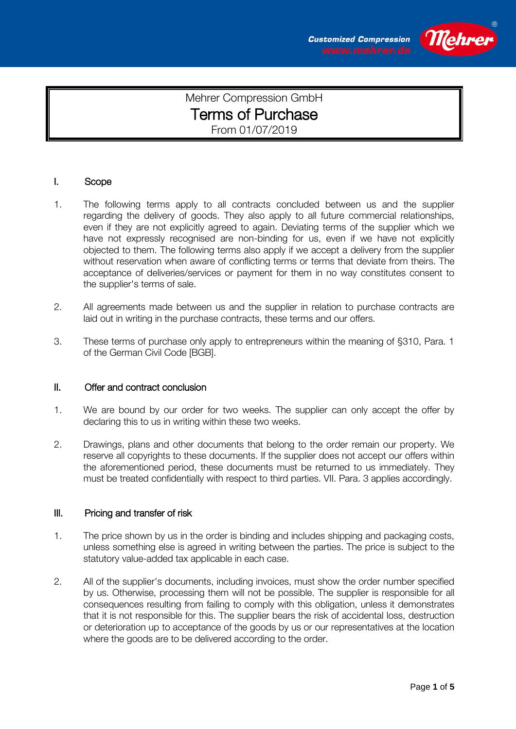# Mehrer Compression GmbH

# Terms of Purchase

From 01/07/2019

## I. Scope

1. The following terms apply to all contracts concluded between us and the supplier regarding the delivery of goods. They also apply to all future commercial relationships, even if they are not explicitly agreed to again. Deviating terms of the supplier which we have not expressly recognised are non-binding for us, even if we have not explicitly objected to them. The following terms also apply if we accept a delivery from the supplier without reservation when aware of conflicting terms or terms that deviate from theirs. The acceptance of deliveries/services or payment for them in no way constitutes consent to the supplier's terms of sale.

2. All agreements made between us and the supplier in relation to purchase contracts are laid out in writing in the purchase contracts, these terms and our offers.

3. These terms of purchase only apply to entrepreneurs within the meaning of §310, Para. 1 of the German Civil Code [BGB].

## II. Offer and contract conclusion

1. We are bound by our order for two weeks. The supplier can only accept the offer by declaring this to us in writing within these two weeks.

2. Drawings, plans and other documents that belong to the order remain our property. We reserve all copyrights to these documents. If the supplier does not accept our offers within the aforementioned period, these documents must be returned to us immediately. They must be treated confidentially with respect to third parties. VII. Para. 3 applies accordingly.

## III. Pricing and transfer of risk

1. The price shown by us in the order is binding and includes shipping and packaging costs, unless something else is agreed in writing between the parties. The price is subject to the statutory value-added tax applicable in each case.

2. All of the supplier's documents, including invoices, must show the order number specified by us. Otherwise, processing them will not be possible. The supplier is responsible for all consequences resulting from failing to comply with this obligation, unless it demonstrates that it is not responsible for this. The supplier bears the risk of accidental loss, destruction or deterioration up to acceptance of the goods by us or our representatives at the location where the goods are to be delivered according to the order.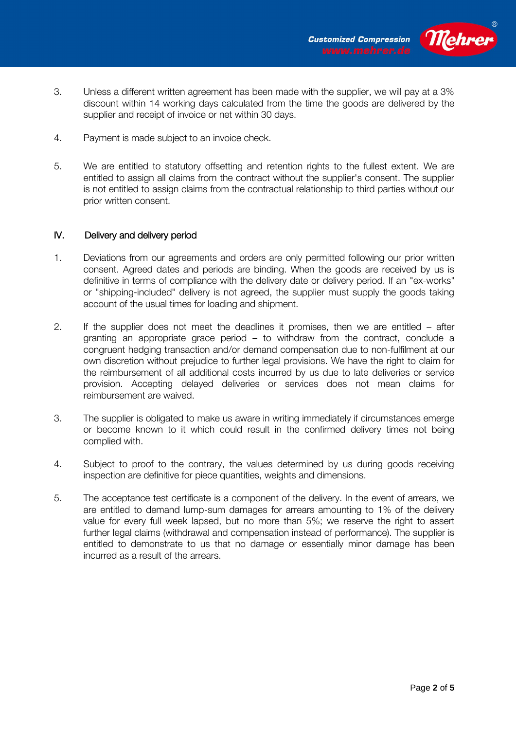3. Unless a different written agreement has been made with the supplier, we will pay at a 3% discount within 14 working days calculated from the time the goods are delivered by the supplier and receipt of invoice or net within 30 days.

4. Payment is made subject to an invoice check.

5. We are entitled to statutory offsetting and retention rights to the fullest extent. We are entitled to assign all claims from the contract without the supplier's consent. The supplier is not entitled to assign claims from the contractual relationship to third parties without our prior written consent.

## IV. Delivery and delivery period

1. Deviations from our agreements and orders are only permitted following our prior written consent. Agreed dates and periods are binding. When the goods are received by us is definitive in terms of compliance with the delivery date or delivery period. If an "ex-works" or "shipping-included" delivery is not agreed, the supplier must supply the goods taking account of the usual times for loading and shipment.

2. If the supplier does not meet the deadlines it promises, then we are entitled – after granting an appropriate grace period – to withdraw from the contract, conclude a congruent hedging transaction and/or demand compensation due to non-fulfilment at our own discretion without prejudice to further legal provisions. We have the right to claim for the reimbursement of all additional costs incurred by us due to late deliveries or service provision. Accepting delayed deliveries or services does not mean claims for reimbursement are waived.

3. The supplier is obligated to make us aware in writing immediately if circumstances emerge or become known to it which could result in the confirmed delivery times not being complied with.

4. Subject to proof to the contrary, the values determined by us during goods receiving inspection are definitive for piece quantities, weights and dimensions.

5. The acceptance test certificate is a component of the delivery. In the event of arrears, we are entitled to demand lump-sum damages for arrears amounting to 1% of the delivery value for every full week lapsed, but no more than 5%; we reserve the right to assert further legal claims (withdrawal and compensation instead of performance). The supplier is entitled to demonstrate to us that no damage or essentially minor damage has been incurred as a result of the arrears.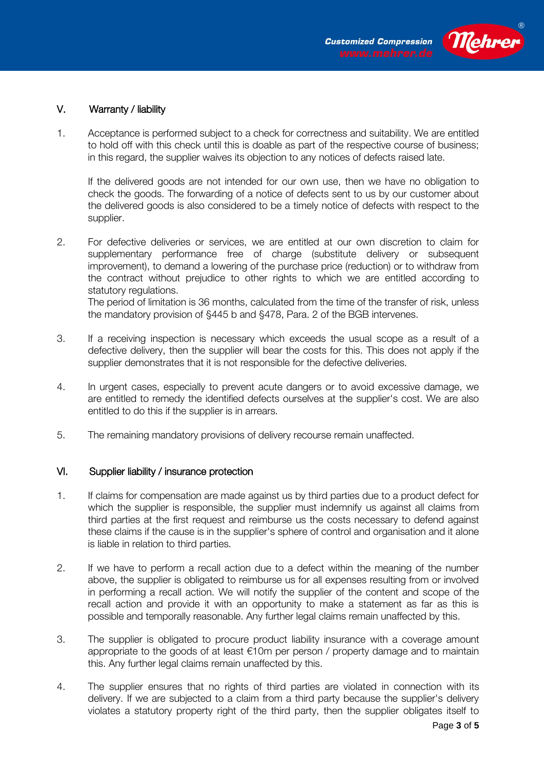## V. Warranty / liability

1. Acceptance is performed subject to a check for correctness and suitability. We are entitled to hold off with this check until this is doable as part of the respective course of business; in this regard, the supplier waives its objection to any notices of defects raised late.

   If the delivered goods are not intended for our own use, then we have no obligation to check the goods. The forwarding of a notice of defects sent to us by our customer about the delivered goods is also considered to be a timely notice of defects with respect to the supplier.

2. For defective deliveries or services, we are entitled at our own discretion to claim for supplementary performance free of charge (substitute delivery or subsequent improvement), to demand a lowering of the purchase price (reduction) or to withdraw from the contract without prejudice to other rights to which we are entitled according to statutory regulations.
   The period of limitation is 36 months, calculated from the time of the transfer of risk, unless the mandatory provision of §445 b and §478, Para. 2 of the BGB intervenes.

3. If a receiving inspection is necessary which exceeds the usual scope as a result of a defective delivery, then the supplier will bear the costs for this. This does not apply if the supplier demonstrates that it is not responsible for the defective deliveries.

4. In urgent cases, especially to prevent acute dangers or to avoid excessive damage, we are entitled to remedy the identified defects ourselves at the supplier's cost. We are also entitled to do this if the supplier is in arrears.

5. The remaining mandatory provisions of delivery recourse remain unaffected.

## VI. Supplier liability / insurance protection

1. If claims for compensation are made against us by third parties due to a product defect for which the supplier is responsible, the supplier must indemnify us against all claims from third parties at the first request and reimburse us the costs necessary to defend against these claims if the cause is in the supplier's sphere of control and organisation and it alone is liable in relation to third parties.

2. If we have to perform a recall action due to a defect within the meaning of the number above, the supplier is obligated to reimburse us for all expenses resulting from or involved in performing a recall action. We will notify the supplier of the content and scope of the recall action and provide it with an opportunity to make a statement as far as this is possible and temporally reasonable. Any further legal claims remain unaffected by this.

3. The supplier is obligated to procure product liability insurance with a coverage amount appropriate to the goods of at least €10m per person / property damage and to maintain this. Any further legal claims remain unaffected by this.

4. The supplier ensures that no rights of third parties are violated in connection with its delivery. If we are subjected to a claim from a third party because the supplier's delivery violates a statutory property right of the third party, then the supplier obligates itself to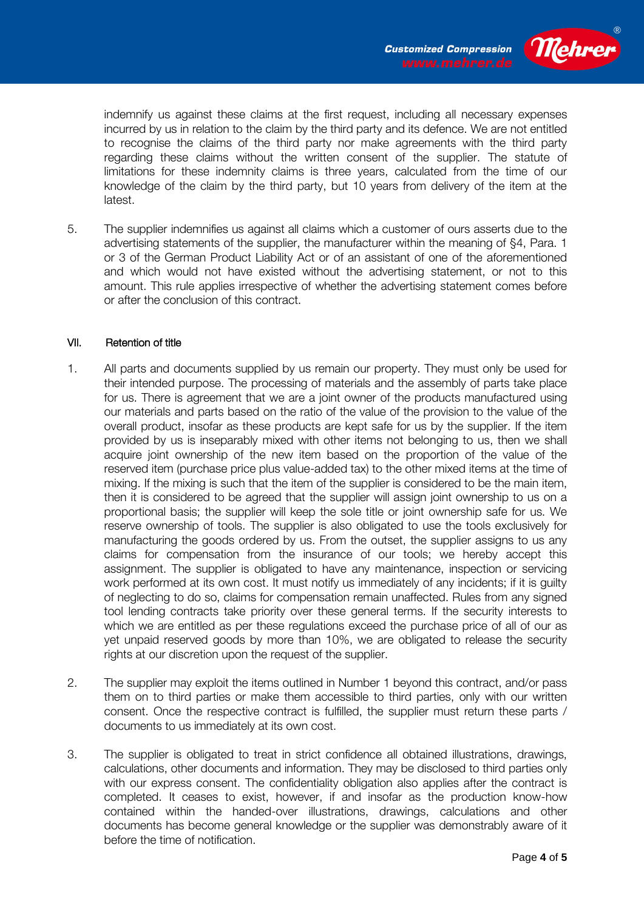indemnify us against these claims at the first request, including all necessary expenses incurred by us in relation to the claim by the third party and its defence. We are not entitled to recognise the claims of the third party nor make agreements with the third party regarding these claims without the written consent of the supplier. The statute of limitations for these indemnity claims is three years, calculated from the time of our knowledge of the claim by the third party, but 10 years from delivery of the item at the latest.

5. The supplier indemnifies us against all claims which a customer of ours asserts due to the advertising statements of the supplier, the manufacturer within the meaning of §4, Para. 1 or 3 of the German Product Liability Act or of an assistant of one of the aforementioned and which would not have existed without the advertising statement, or not to this amount. This rule applies irrespective of whether the advertising statement comes before or after the conclusion of this contract.

## VII. Retention of title

1. All parts and documents supplied by us remain our property. They must only be used for their intended purpose. The processing of materials and the assembly of parts take place for us. There is agreement that we are a joint owner of the products manufactured using our materials and parts based on the ratio of the value of the provision to the value of the overall product, insofar as these products are kept safe for us by the supplier. If the item provided by us is inseparably mixed with other items not belonging to us, then we shall acquire joint ownership of the new item based on the proportion of the value of the reserved item (purchase price plus value-added tax) to the other mixed items at the time of mixing. If the mixing is such that the item of the supplier is considered to be the main item, then it is considered to be agreed that the supplier will assign joint ownership to us on a proportional basis; the supplier will keep the sole title or joint ownership safe for us. We reserve ownership of tools. The supplier is also obligated to use the tools exclusively for manufacturing the goods ordered by us. From the outset, the supplier assigns to us any claims for compensation from the insurance of our tools; we hereby accept this assignment. The supplier is obligated to have any maintenance, inspection or servicing work performed at its own cost. It must notify us immediately of any incidents; if it is guilty of neglecting to do so, claims for compensation remain unaffected. Rules from any signed tool lending contracts take priority over these general terms. If the security interests to which we are entitled as per these regulations exceed the purchase price of all of our as yet unpaid reserved goods by more than 10%, we are obligated to release the security rights at our discretion upon the request of the supplier.

2. The supplier may exploit the items outlined in Number 1 beyond this contract, and/or pass them on to third parties or make them accessible to third parties, only with our written consent. Once the respective contract is fulfilled, the supplier must return these parts / documents to us immediately at its own cost.

3. The supplier is obligated to treat in strict confidence all obtained illustrations, drawings, calculations, other documents and information. They may be disclosed to third parties only with our express consent. The confidentiality obligation also applies after the contract is completed. It ceases to exist, however, if and insofar as the production know-how contained within the handed-over illustrations, drawings, calculations and other documents has become general knowledge or the supplier was demonstrably aware of it before the time of notification.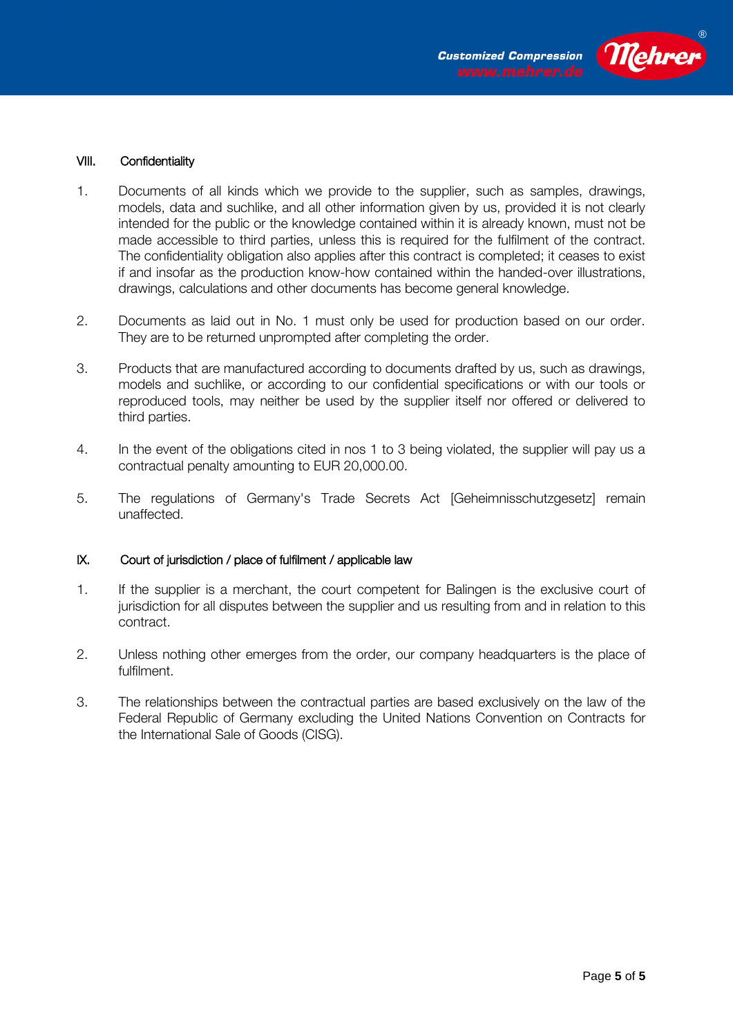## VIII. Confidentiality

1. Documents of all kinds which we provide to the supplier, such as samples, drawings, models, data and suchlike, and all other information given by us, provided it is not clearly intended for the public or the knowledge contained within it is already known, must not be made accessible to third parties, unless this is required for the fulfilment of the contract. The confidentiality obligation also applies after this contract is completed; it ceases to exist if and insofar as the production know-how contained within the handed-over illustrations, drawings, calculations and other documents has become general knowledge.

2. Documents as laid out in No. 1 must only be used for production based on our order. They are to be returned unprompted after completing the order.

3. Products that are manufactured according to documents drafted by us, such as drawings, models and suchlike, or according to our confidential specifications or with our tools or reproduced tools, may neither be used by the supplier itself nor offered or delivered to third parties.

4. In the event of the obligations cited in nos 1 to 3 being violated, the supplier will pay us a contractual penalty amounting to EUR 20,000.00.

5. The regulations of Germany's Trade Secrets Act [Geheimnisschutzgesetz] remain unaffected.

## IX. Court of jurisdiction / place of fulfilment / applicable law

1. If the supplier is a merchant, the court competent for Balingen is the exclusive court of jurisdiction for all disputes between the supplier and us resulting from and in relation to this contract.

2. Unless nothing other emerges from the order, our company headquarters is the place of fulfilment.

3. The relationships between the contractual parties are based exclusively on the law of the Federal Republic of Germany excluding the United Nations Convention on Contracts for the International Sale of Goods (CISG).